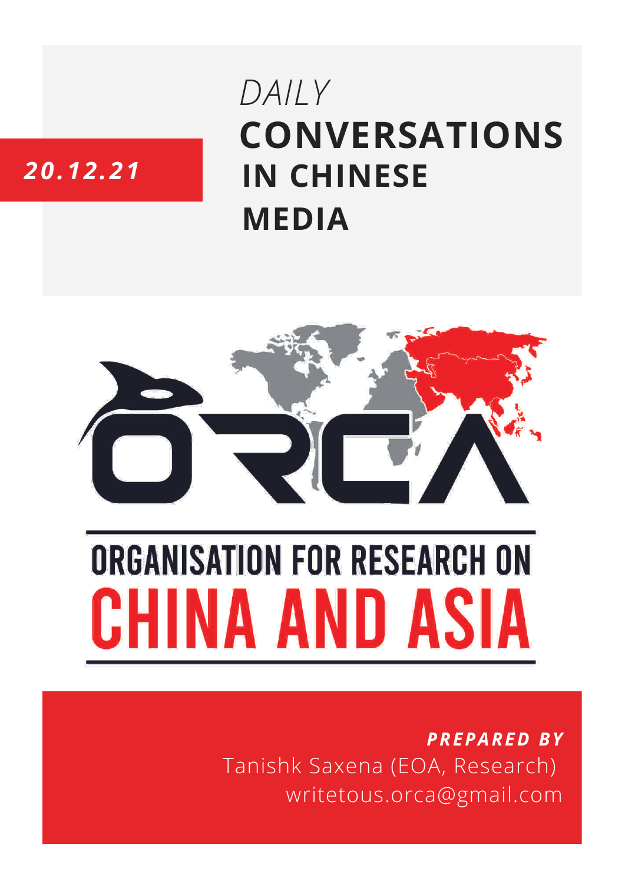20.12.21

*DAILY*

# CONVERSATIONS IN CHINESE MEDIA

ORGANISATION FOR RESEARCH ON CHINA AND ASIA

***PREPARED BY***

Tanishk Saxena (EOA, Research)

writetous.orca@gmail.com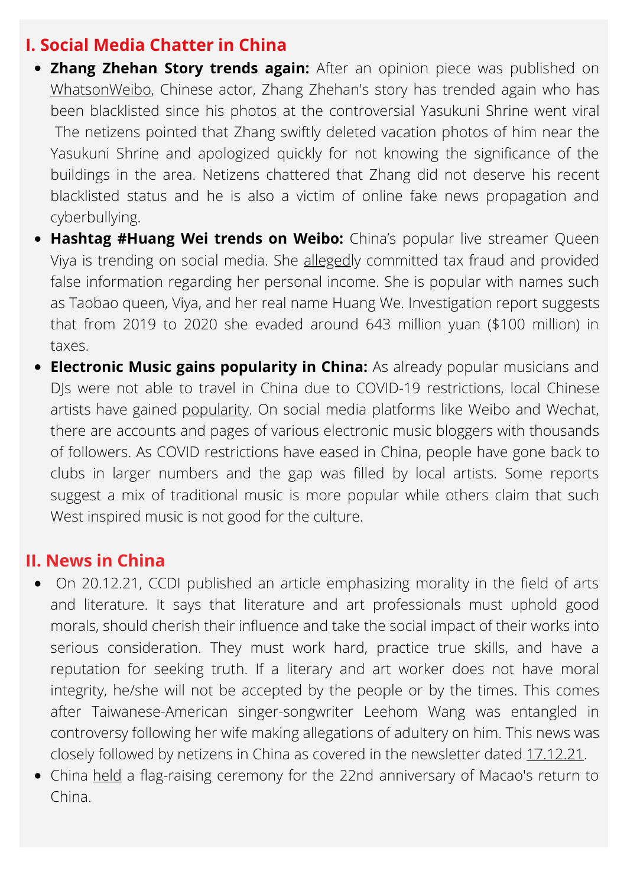## I. Social Media Chatter in China

- **Zhang Zhehan Story trends again:** After an opinion piece was published on WhatsonWeibo, Chinese actor, Zhang Zhehan's story has trended again who has been blacklisted since his photos at the controversial Yasukuni Shrine went viral The netizens pointed that Zhang swiftly deleted vacation photos of him near the Yasukuni Shrine and apologized quickly for not knowing the significance of the buildings in the area. Netizens chattered that Zhang did not deserve his recent blacklisted status and he is also a victim of online fake news propagation and cyberbullying.
- **Hashtag #Huang Wei trends on Weibo:** China's popular live streamer Queen Viya is trending on social media. She allegedly committed tax fraud and provided false information regarding her personal income. She is popular with names such as Taobao queen, Viya, and her real name Huang We. Investigation report suggests that from 2019 to 2020 she evaded around 643 million yuan ($100 million) in taxes.
- **Electronic Music gains popularity in China:** As already popular musicians and DJs were not able to travel in China due to COVID-19 restrictions, local Chinese artists have gained popularity. On social media platforms like Weibo and Wechat, there are accounts and pages of various electronic music bloggers with thousands of followers. As COVID restrictions have eased in China, people have gone back to clubs in larger numbers and the gap was filled by local artists. Some reports suggest a mix of traditional music is more popular while others claim that such West inspired music is not good for the culture.

## II. News in China

- On 20.12.21, CCDI published an article emphasizing morality in the field of arts and literature. It says that literature and art professionals must uphold good morals, should cherish their influence and take the social impact of their works into serious consideration. They must work hard, practice true skills, and have a reputation for seeking truth. If a literary and art worker does not have moral integrity, he/she will not be accepted by the people or by the times. This comes after Taiwanese-American singer-songwriter Leehom Wang was entangled in controversy following her wife making allegations of adultery on him. This news was closely followed by netizens in China as covered in the newsletter dated 17.12.21.
- China held a flag-raising ceremony for the 22nd anniversary of Macao's return to China.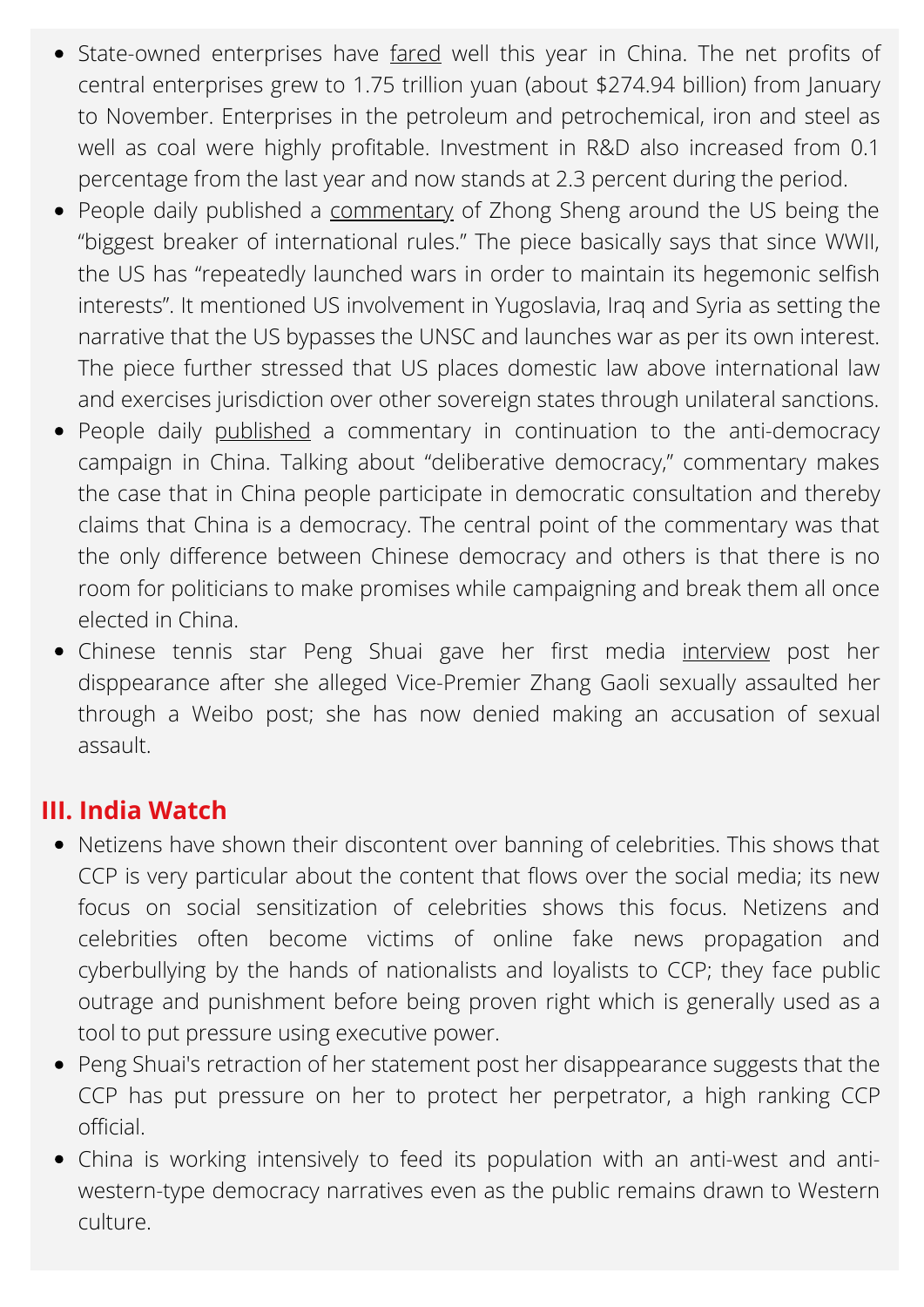- State-owned enterprises have fared well this year in China. The net profits of central enterprises grew to 1.75 trillion yuan (about $274.94 billion) from January to November. Enterprises in the petroleum and petrochemical, iron and steel as well as coal were highly profitable. Investment in R&D also increased from 0.1 percentage from the last year and now stands at 2.3 percent during the period.
- People daily published a commentary of Zhong Sheng around the US being the “biggest breaker of international rules.” The piece basically says that since WWII, the US has “repeatedly launched wars in order to maintain its hegemonic selfish interests”. It mentioned US involvement in Yugoslavia, Iraq and Syria as setting the narrative that the US bypasses the UNSC and launches war as per its own interest. The piece further stressed that US places domestic law above international law and exercises jurisdiction over other sovereign states through unilateral sanctions.
- People daily published a commentary in continuation to the anti-democracy campaign in China. Talking about “deliberative democracy,” commentary makes the case that in China people participate in democratic consultation and thereby claims that China is a democracy. The central point of the commentary was that the only difference between Chinese democracy and others is that there is no room for politicians to make promises while campaigning and break them all once elected in China.
- Chinese tennis star Peng Shuai gave her first media interview post her disppearance after she alleged Vice-Premier Zhang Gaoli sexually assaulted her through a Weibo post; she has now denied making an accusation of sexual assault.

## III. India Watch

- Netizens have shown their discontent over banning of celebrities. This shows that CCP is very particular about the content that flows over the social media; its new focus on social sensitization of celebrities shows this focus. Netizens and celebrities often become victims of online fake news propagation and cyberbullying by the hands of nationalists and loyalists to CCP; they face public outrage and punishment before being proven right which is generally used as a tool to put pressure using executive power.
- Peng Shuai's retraction of her statement post her disappearance suggests that the CCP has put pressure on her to protect her perpetrator, a high ranking CCP official.
- China is working intensively to feed its population with an anti-west and anti-western-type democracy narratives even as the public remains drawn to Western culture.